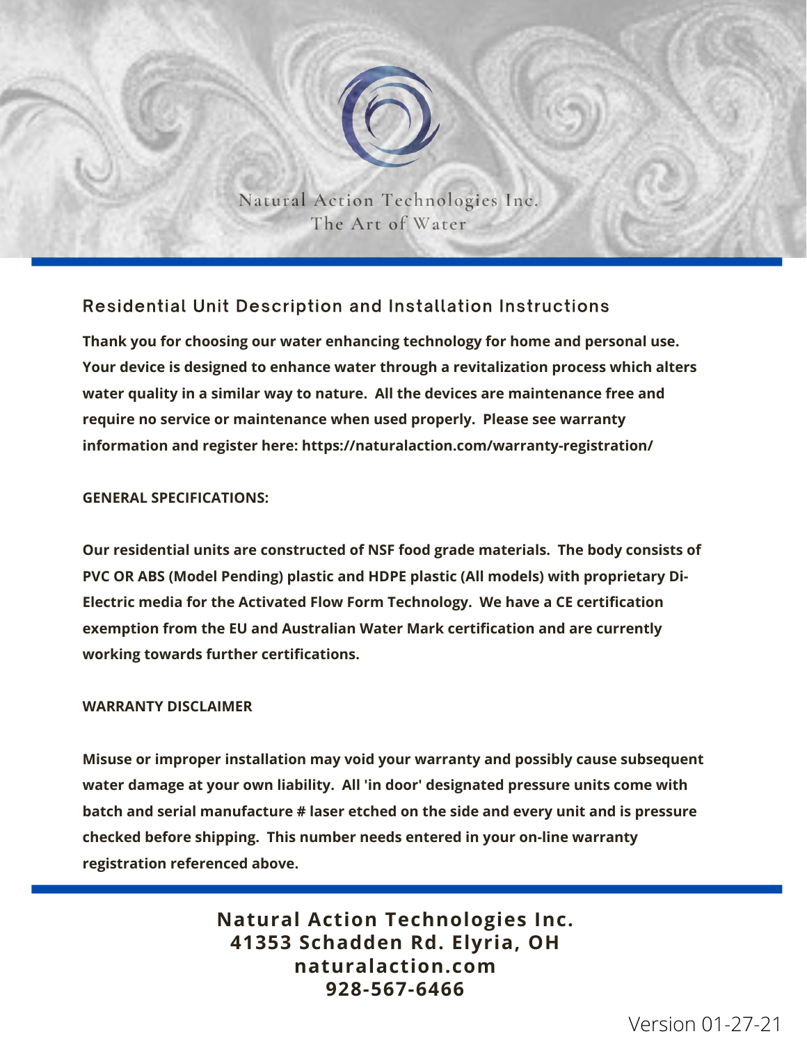Natural Action Technologies Inc.
The Art of Water

## Residential Unit Description and Installation Instructions

**Thank you for choosing our water enhancing technology for home and personal use. Your device is designed to enhance water through a revitalization process which alters water quality in a similar way to nature. All the devices are maintenance free and require no service or maintenance when used properly. Please see warranty information and register here: https://naturalaction.com/warranty-registration/**

**GENERAL SPECIFICATIONS:**

**Our residential units are constructed of NSF food grade materials. The body consists of PVC OR ABS (Model Pending) plastic and HDPE plastic (All models) with proprietary Di-Electric media for the Activated Flow Form Technology. We have a CE certification exemption from the EU and Australian Water Mark certification and are currently working towards further certifications.**

**WARRANTY DISCLAIMER**

**Misuse or improper installation may void your warranty and possibly cause subsequent water damage at your own liability. All 'in door' designated pressure units come with batch and serial manufacture # laser etched on the side and every unit and is pressure checked before shipping. This number needs entered in your on-line warranty registration referenced above.**

**Natural Action Technologies Inc.**
**41353 Schadden Rd. Elyria, OH**
**naturalaction.com**
**928-567-6466**

Version 01-27-21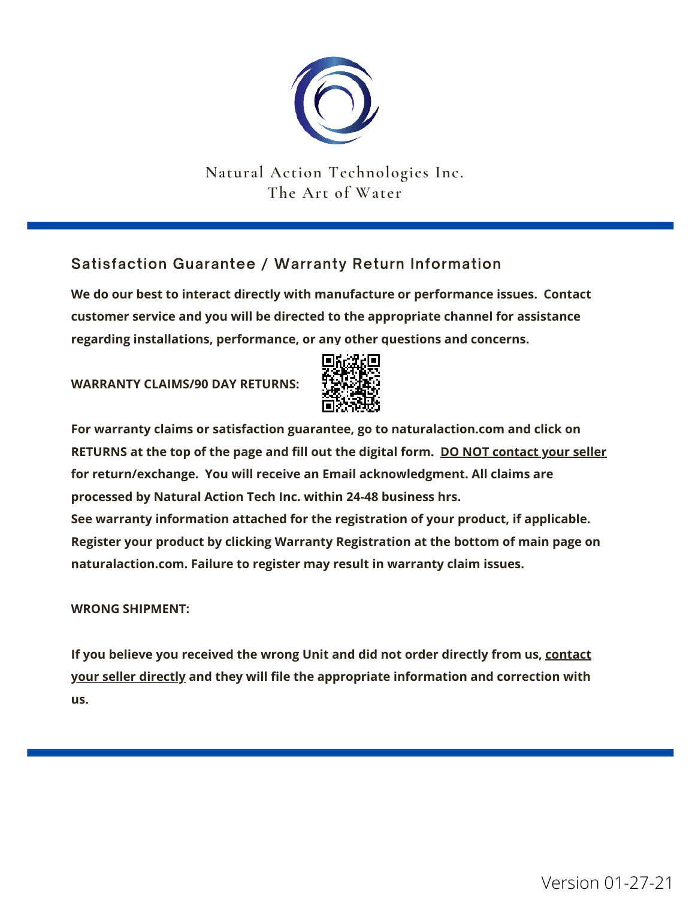Natural Action Technologies Inc.
The Art of Water

## Satisfaction Guarantee / Warranty Return Information

**We do our best to interact directly with manufacture or performance issues. Contact customer service and you will be directed to the appropriate channel for assistance regarding installations, performance, or any other questions and concerns.**

**WARRANTY CLAIMS/90 DAY RETURNS:**

**For warranty claims or satisfaction guarantee, go to naturalaction.com and click on RETURNS at the top of the page and fill out the digital form. DO NOT contact your seller for return/exchange. You will receive an Email acknowledgment. All claims are processed by Natural Action Tech Inc. within 24-48 business hrs.**
**See warranty information attached for the registration of your product, if applicable. Register your product by clicking Warranty Registration at the bottom of main page on naturalaction.com. Failure to register may result in warranty claim issues.**

**WRONG SHIPMENT:**

**If you believe you received the wrong Unit and did not order directly from us, contact your seller directly and they will file the appropriate information and correction with us.**

Version 01-27-21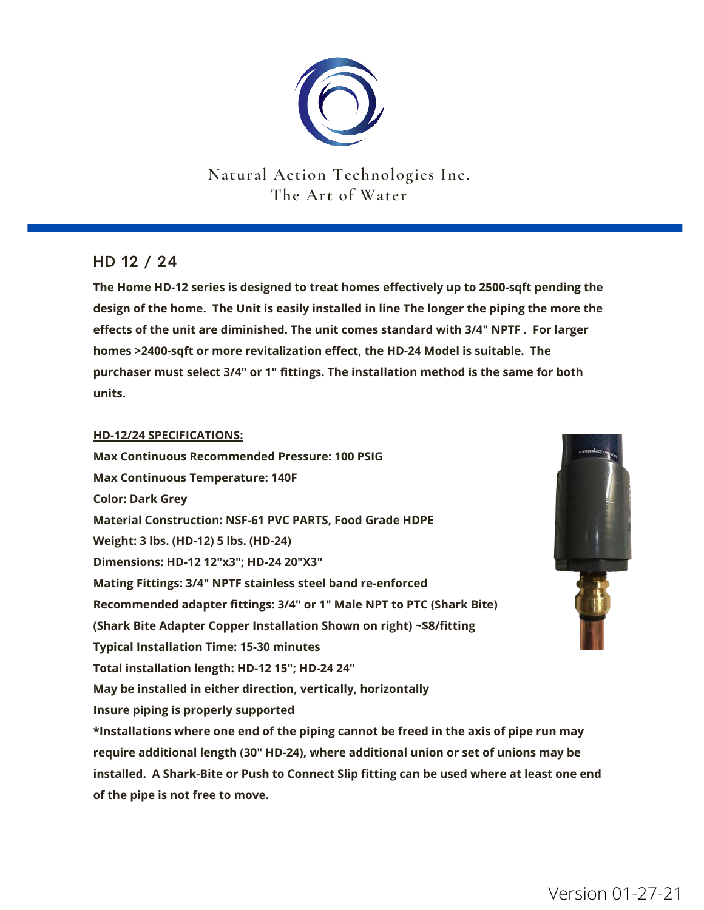Natural Action Technologies Inc.
The Art of Water

## HD 12 / 24

**The Home HD-12 series is designed to treat homes effectively up to 2500-sqft pending the design of the home. The Unit is easily installed in line The longer the piping the more the effects of the unit are diminished. The unit comes standard with 3/4" NPTF . For larger homes >2400-sqft or more revitalization effect, the HD-24 Model is suitable. The purchaser must select 3/4" or 1" fittings. The installation method is the same for both units.**

**<u>HD-12/24 SPECIFICATIONS:</u>**

**Max Continuous Recommended Pressure: 100 PSIG**
**Max Continuous Temperature: 140F**
**Color: Dark Grey**
**Material Construction: NSF-61 PVC PARTS, Food Grade HDPE**
**Weight: 3 lbs. (HD-12) 5 lbs. (HD-24)**
**Dimensions: HD-12 12"x3"; HD-24 20"X3"**
**Mating Fittings: 3/4" NPTF stainless steel band re-enforced**
**Recommended adapter fittings: 3/4" or 1" Male NPT to PTC (Shark Bite)**
**(Shark Bite Adapter Copper Installation Shown on right) ~$8/fitting**
**Typical Installation Time: 15-30 minutes**
**Total installation length: HD-12 15"; HD-24 24"**
**May be installed in either direction, vertically, horizontally**
**Insure piping is properly supported**
**\*Installations where one end of the piping cannot be freed in the axis of pipe run may require additional length (30" HD-24), where additional union or set of unions may be installed. A Shark-Bite or Push to Connect Slip fitting can be used where at least one end of the pipe is not free to move.**

Version 01-27-21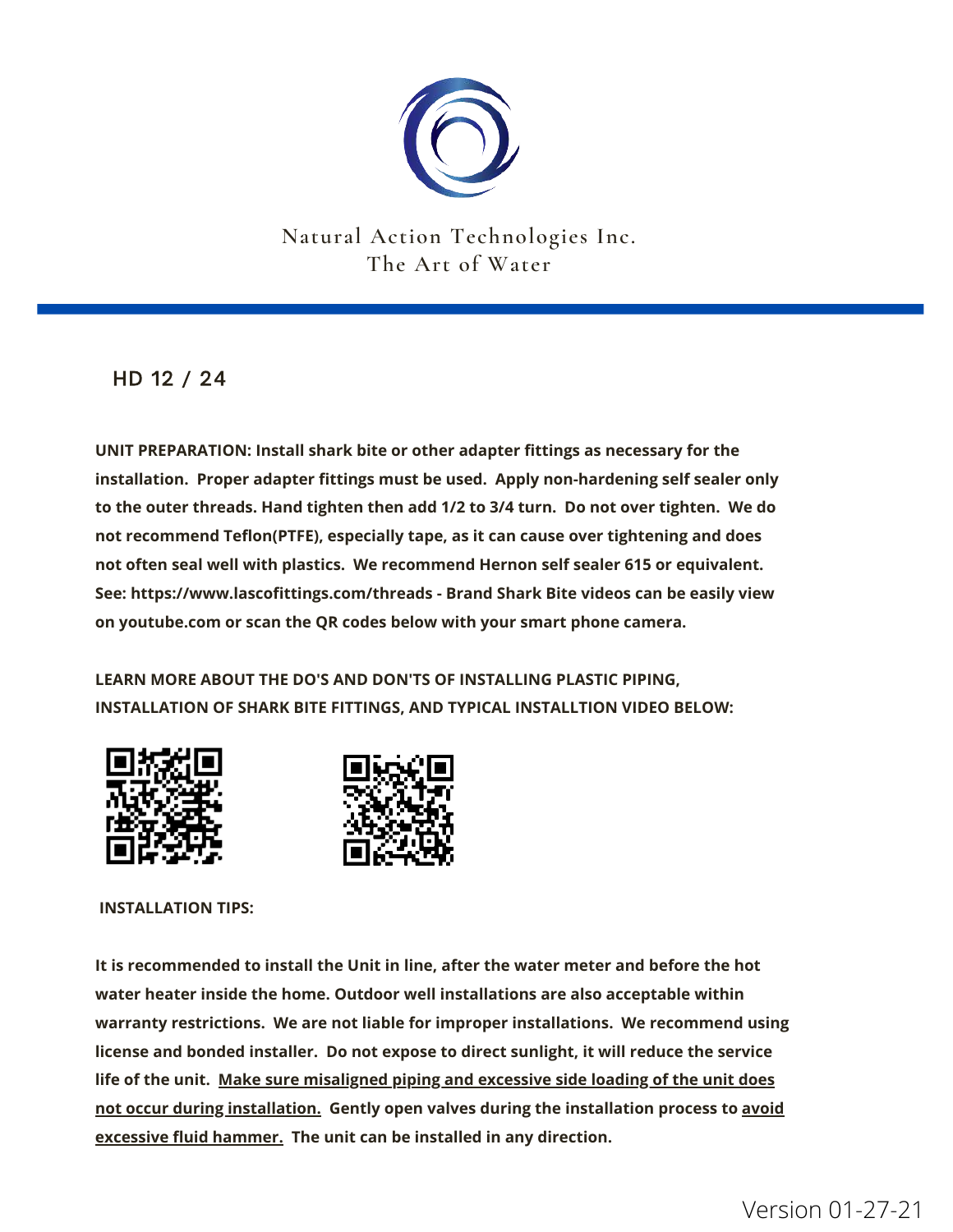Natural Action Technologies Inc.
The Art of Water

## HD 12 / 24

**UNIT PREPARATION: Install shark bite or other adapter fittings as necessary for the installation. Proper adapter fittings must be used. Apply non-hardening self sealer only to the outer threads. Hand tighten then add 1/2 to 3/4 turn. Do not over tighten. We do not recommend Teflon(PTFE), especially tape, as it can cause over tightening and does not often seal well with plastics. We recommend Hernon self sealer 615 or equivalent. See: https://www.lascofittings.com/threads - Brand Shark Bite videos can be easily view on youtube.com or scan the QR codes below with your smart phone camera.**

**LEARN MORE ABOUT THE DO'S AND DON'TS OF INSTALLING PLASTIC PIPING, INSTALLATION OF SHARK BITE FITTINGS, AND TYPICAL INSTALLTION VIDEO BELOW:**

**INSTALLATION TIPS:**

**It is recommended to install the Unit in line, after the water meter and before the hot water heater inside the home. Outdoor well installations are also acceptable within warranty restrictions. We are not liable for improper installations. We recommend using license and bonded installer. Do not expose to direct sunlight, it will reduce the service life of the unit. <u>Make sure misaligned piping and excessive side loading of the unit does not occur during installation.</u> Gently open valves during the installation process to <u>avoid excessive fluid hammer.</u> The unit can be installed in any direction.**

Version 01-27-21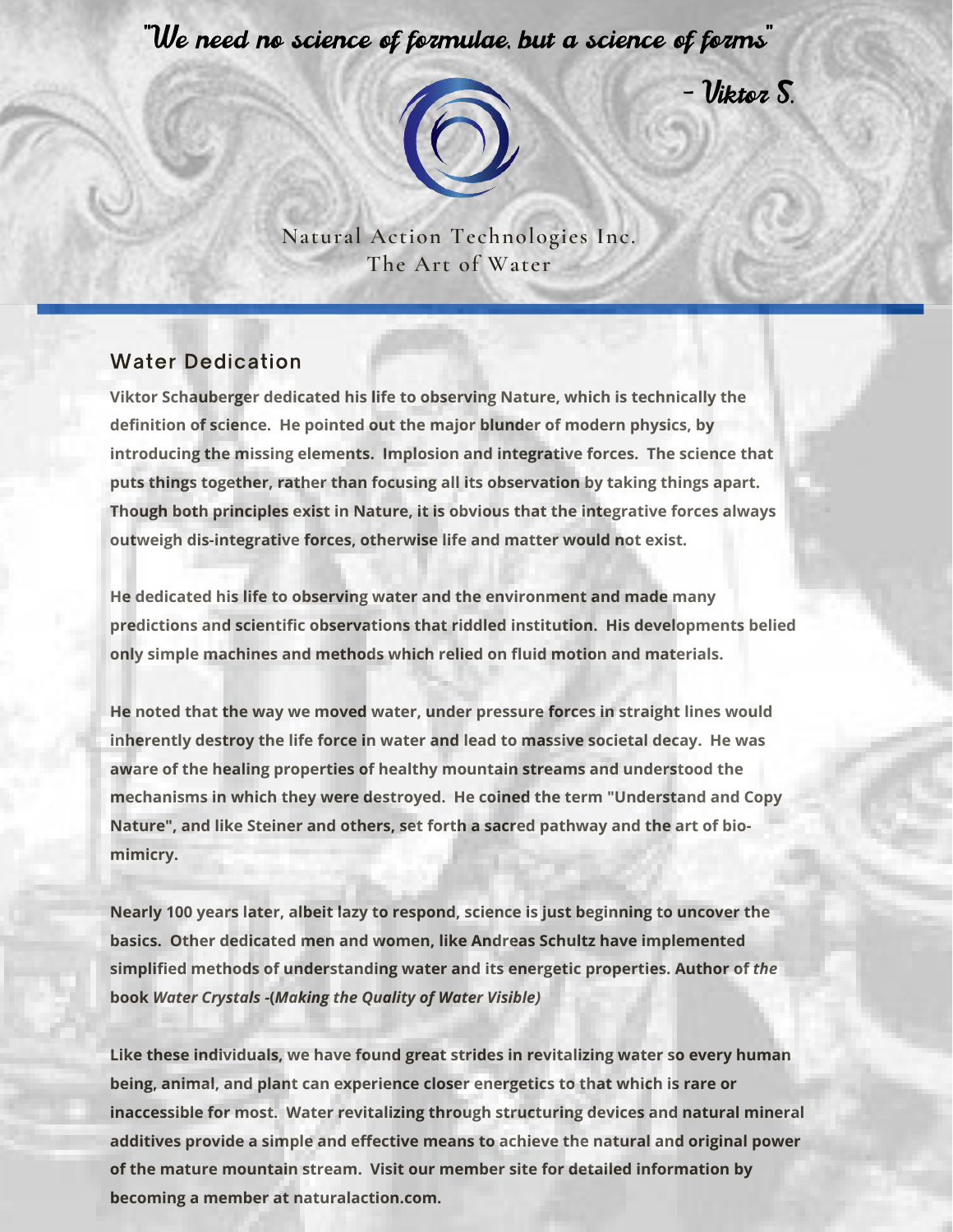"We need no science of formulae, but a science of forms"

– Viktor S.

Natural Action Technologies Inc.
The Art of Water

## Water Dedication

**Viktor Schauberger dedicated his life to observing Nature, which is technically the definition of science. He pointed out the major blunder of modern physics, by introducing the missing elements. Implosion and integrative forces. The science that puts things together, rather than focusing all its observation by taking things apart. Though both principles exist in Nature, it is obvious that the integrative forces always outweigh dis-integrative forces, otherwise life and matter would not exist.**

**He dedicated his life to observing water and the environment and made many predictions and scientific observations that riddled institution. His developments belied only simple machines and methods which relied on fluid motion and materials.**

**He noted that the way we moved water, under pressure forces in straight lines would inherently destroy the life force in water and lead to massive societal decay. He was aware of the healing properties of healthy mountain streams and understood the mechanisms in which they were destroyed. He coined the term "Understand and Copy Nature", and like Steiner and others, set forth a sacred pathway and the art of bio-mimicry.**

**Nearly 100 years later, albeit lazy to respond, science is just beginning to uncover the basics. Other dedicated men and women, like Andreas Schultz have implemented simplified methods of understanding water and its energetic properties. Author of *the* book *Water Crystals -(Making the Quality of Water Visible)***

**Like these individuals, we have found great strides in revitalizing water so every human being, animal, and plant can experience closer energetics to that which is rare or inaccessible for most. Water revitalizing through structuring devices and natural mineral additives provide a simple and effective means to achieve the natural and original power of the mature mountain stream. Visit our member site for detailed information by becoming a member at naturalaction.com.**